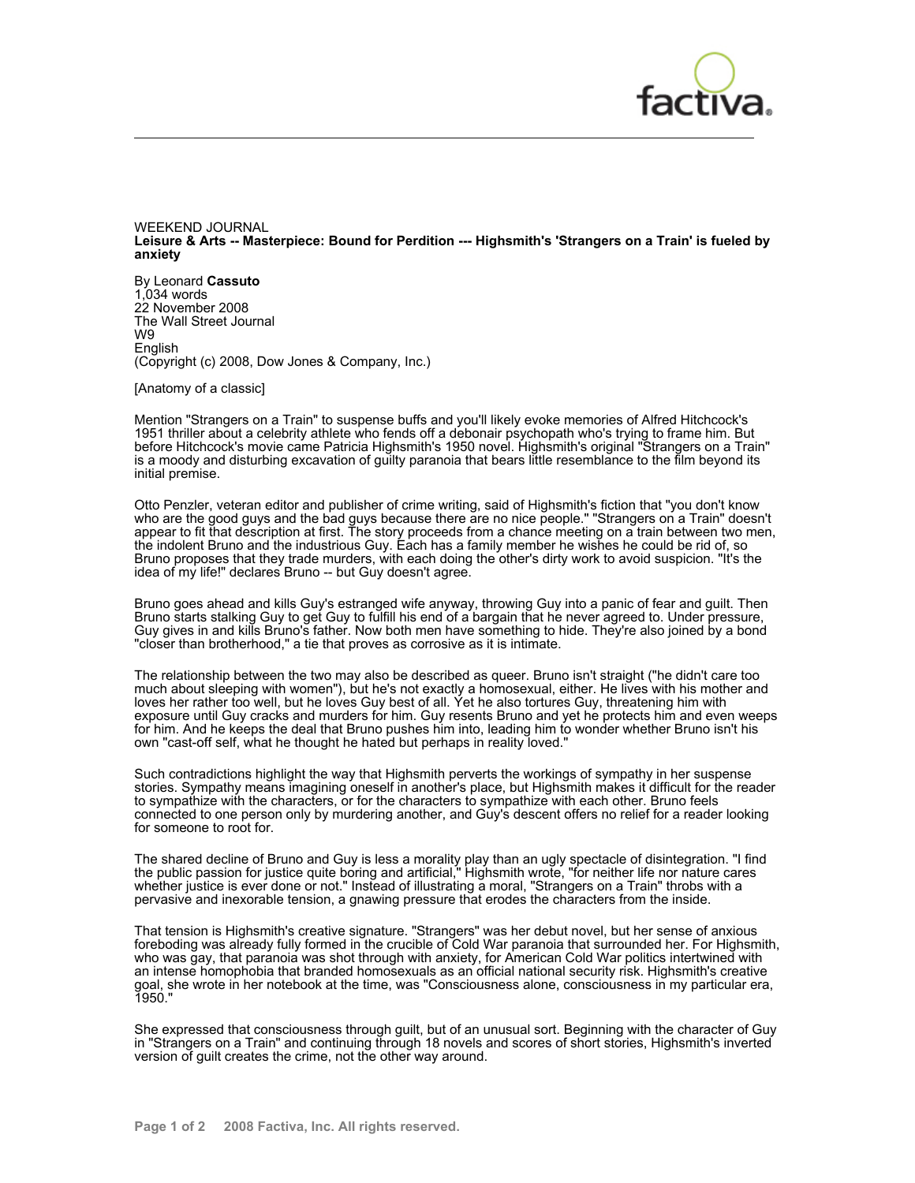WEEKEND JOURNAL

**Leisure & Arts -- Masterpiece: Bound for Perdition --- Highsmith's 'Strangers on a Train' is fueled by anxiety**

By Leonard **Cassuto**
1,034 words
22 November 2008
The Wall Street Journal
W9
English
(Copyright (c) 2008, Dow Jones & Company, Inc.)

[Anatomy of a classic]

Mention "Strangers on a Train" to suspense buffs and you'll likely evoke memories of Alfred Hitchcock's 1951 thriller about a celebrity athlete who fends off a debonair psychopath who's trying to frame him. But before Hitchcock's movie came Patricia Highsmith's 1950 novel. Highsmith's original "Strangers on a Train" is a moody and disturbing excavation of guilty paranoia that bears little resemblance to the film beyond its initial premise.

Otto Penzler, veteran editor and publisher of crime writing, said of Highsmith's fiction that "you don't know who are the good guys and the bad guys because there are no nice people." "Strangers on a Train" doesn't appear to fit that description at first. The story proceeds from a chance meeting on a train between two men, the indolent Bruno and the industrious Guy. Each has a family member he wishes he could be rid of, so Bruno proposes that they trade murders, with each doing the other's dirty work to avoid suspicion. "It's the idea of my life!" declares Bruno -- but Guy doesn't agree.

Bruno goes ahead and kills Guy's estranged wife anyway, throwing Guy into a panic of fear and guilt. Then Bruno starts stalking Guy to get Guy to fulfill his end of a bargain that he never agreed to. Under pressure, Guy gives in and kills Bruno's father. Now both men have something to hide. They're also joined by a bond "closer than brotherhood," a tie that proves as corrosive as it is intimate.

The relationship between the two may also be described as queer. Bruno isn't straight ("he didn't care too much about sleeping with women"), but he's not exactly a homosexual, either. He lives with his mother and loves her rather too well, but he loves Guy best of all. Yet he also tortures Guy, threatening him with exposure until Guy cracks and murders for him. Guy resents Bruno and yet he protects him and even weeps for him. And he keeps the deal that Bruno pushes him into, leading him to wonder whether Bruno isn't his own "cast-off self, what he thought he hated but perhaps in reality loved."

Such contradictions highlight the way that Highsmith perverts the workings of sympathy in her suspense stories. Sympathy means imagining oneself in another's place, but Highsmith makes it difficult for the reader to sympathize with the characters, or for the characters to sympathize with each other. Bruno feels connected to one person only by murdering another, and Guy's descent offers no relief for a reader looking for someone to root for.

The shared decline of Bruno and Guy is less a morality play than an ugly spectacle of disintegration. "I find the public passion for justice quite boring and artificial," Highsmith wrote, "for neither life nor nature cares whether justice is ever done or not." Instead of illustrating a moral, "Strangers on a Train" throbs with a pervasive and inexorable tension, a gnawing pressure that erodes the characters from the inside.

That tension is Highsmith's creative signature. "Strangers" was her debut novel, but her sense of anxious foreboding was already fully formed in the crucible of Cold War paranoia that surrounded her. For Highsmith, who was gay, that paranoia was shot through with anxiety, for American Cold War politics intertwined with an intense homophobia that branded homosexuals as an official national security risk. Highsmith's creative goal, she wrote in her notebook at the time, was "Consciousness alone, consciousness in my particular era, 1950."

She expressed that consciousness through guilt, but of an unusual sort. Beginning with the character of Guy in "Strangers on a Train" and continuing through 18 novels and scores of short stories, Highsmith's inverted version of guilt creates the crime, not the other way around.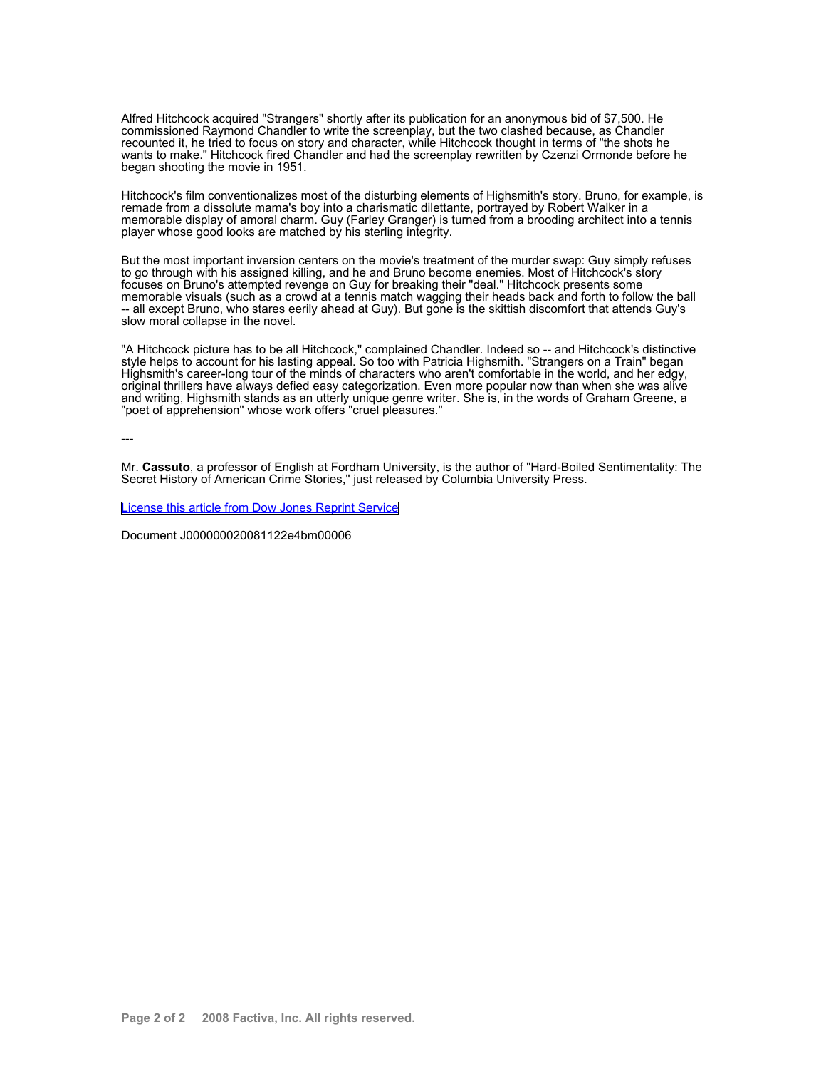Alfred Hitchcock acquired "Strangers" shortly after its publication for an anonymous bid of $7,500. He commissioned Raymond Chandler to write the screenplay, but the two clashed because, as Chandler recounted it, he tried to focus on story and character, while Hitchcock thought in terms of "the shots he wants to make." Hitchcock fired Chandler and had the screenplay rewritten by Czenzi Ormonde before he began shooting the movie in 1951.

Hitchcock's film conventionalizes most of the disturbing elements of Highsmith's story. Bruno, for example, is remade from a dissolute mama's boy into a charismatic dilettante, portrayed by Robert Walker in a memorable display of amoral charm. Guy (Farley Granger) is turned from a brooding architect into a tennis player whose good looks are matched by his sterling integrity.

But the most important inversion centers on the movie's treatment of the murder swap: Guy simply refuses to go through with his assigned killing, and he and Bruno become enemies. Most of Hitchcock's story focuses on Bruno's attempted revenge on Guy for breaking their "deal." Hitchcock presents some memorable visuals (such as a crowd at a tennis match wagging their heads back and forth to follow the ball -- all except Bruno, who stares eerily ahead at Guy). But gone is the skittish discomfort that attends Guy's slow moral collapse in the novel.

"A Hitchcock picture has to be all Hitchcock," complained Chandler. Indeed so -- and Hitchcock's distinctive style helps to account for his lasting appeal. So too with Patricia Highsmith. "Strangers on a Train" began Highsmith's career-long tour of the minds of characters who aren't comfortable in the world, and her edgy, original thrillers have always defied easy categorization. Even more popular now than when she was alive and writing, Highsmith stands as an utterly unique genre writer. She is, in the words of Graham Greene, a "poet of apprehension" whose work offers "cruel pleasures."

---

Mr. **Cassuto**, a professor of English at Fordham University, is the author of "Hard-Boiled Sentimentality: The Secret History of American Crime Stories," just released by Columbia University Press.

License this article from Dow Jones Reprint Service

Document J000000020081122e4bm00006